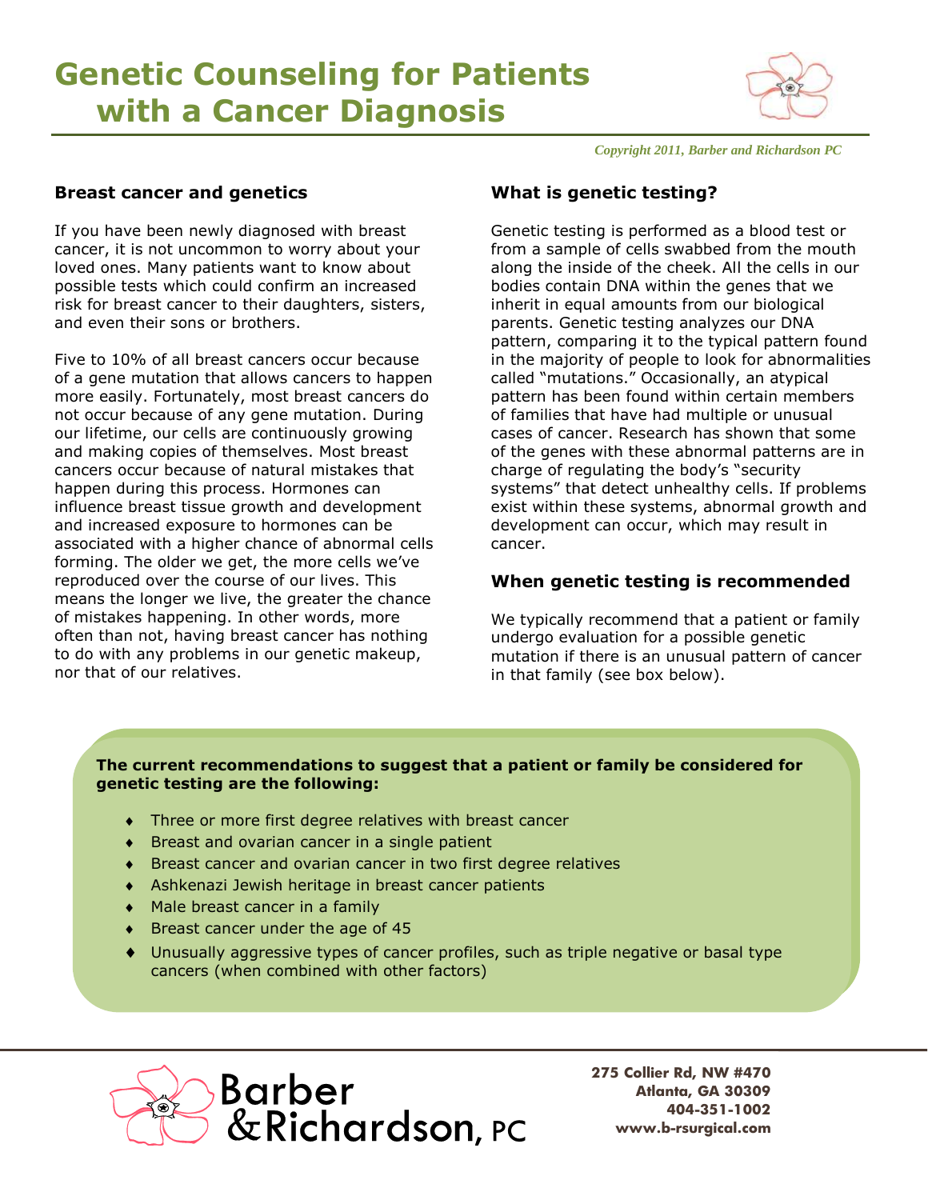# Genetic Counseling for Patients with a Cancer Diagnosis

*Copyright 2011, Barber and Richardson PC*

## Breast cancer and genetics

If you have been newly diagnosed with breast cancer, it is not uncommon to worry about your loved ones. Many patients want to know about possible tests which could confirm an increased risk for breast cancer to their daughters, sisters, and even their sons or brothers.

Five to 10% of all breast cancers occur because of a gene mutation that allows cancers to happen more easily. Fortunately, most breast cancers do not occur because of any gene mutation. During our lifetime, our cells are continuously growing and making copies of themselves. Most breast cancers occur because of natural mistakes that happen during this process. Hormones can influence breast tissue growth and development and increased exposure to hormones can be associated with a higher chance of abnormal cells forming. The older we get, the more cells we've reproduced over the course of our lives. This means the longer we live, the greater the chance of mistakes happening. In other words, more often than not, having breast cancer has nothing to do with any problems in our genetic makeup, nor that of our relatives.

## What is genetic testing?

Genetic testing is performed as a blood test or from a sample of cells swabbed from the mouth along the inside of the cheek. All the cells in our bodies contain DNA within the genes that we inherit in equal amounts from our biological parents. Genetic testing analyzes our DNA pattern, comparing it to the typical pattern found in the majority of people to look for abnormalities called "mutations." Occasionally, an atypical pattern has been found within certain members of families that have had multiple or unusual cases of cancer. Research has shown that some of the genes with these abnormal patterns are in charge of regulating the body's "security systems" that detect unhealthy cells. If problems exist within these systems, abnormal growth and development can occur, which may result in cancer.

## When genetic testing is recommended

We typically recommend that a patient or family undergo evaluation for a possible genetic mutation if there is an unusual pattern of cancer in that family (see box below).

**The current recommendations to suggest that a patient or family be considered for genetic testing are the following:**

- Three or more first degree relatives with breast cancer
- Breast and ovarian cancer in a single patient
- Breast cancer and ovarian cancer in two first degree relatives
- Ashkenazi Jewish heritage in breast cancer patients
- Male breast cancer in a family
- Breast cancer under the age of 45
- Unusually aggressive types of cancer profiles, such as triple negative or basal type cancers (when combined with other factors)

Barber & Richardson, PC

275 Collier Rd, NW #470
Atlanta, GA 30309
404-351-1002
www.b-rsurgical.com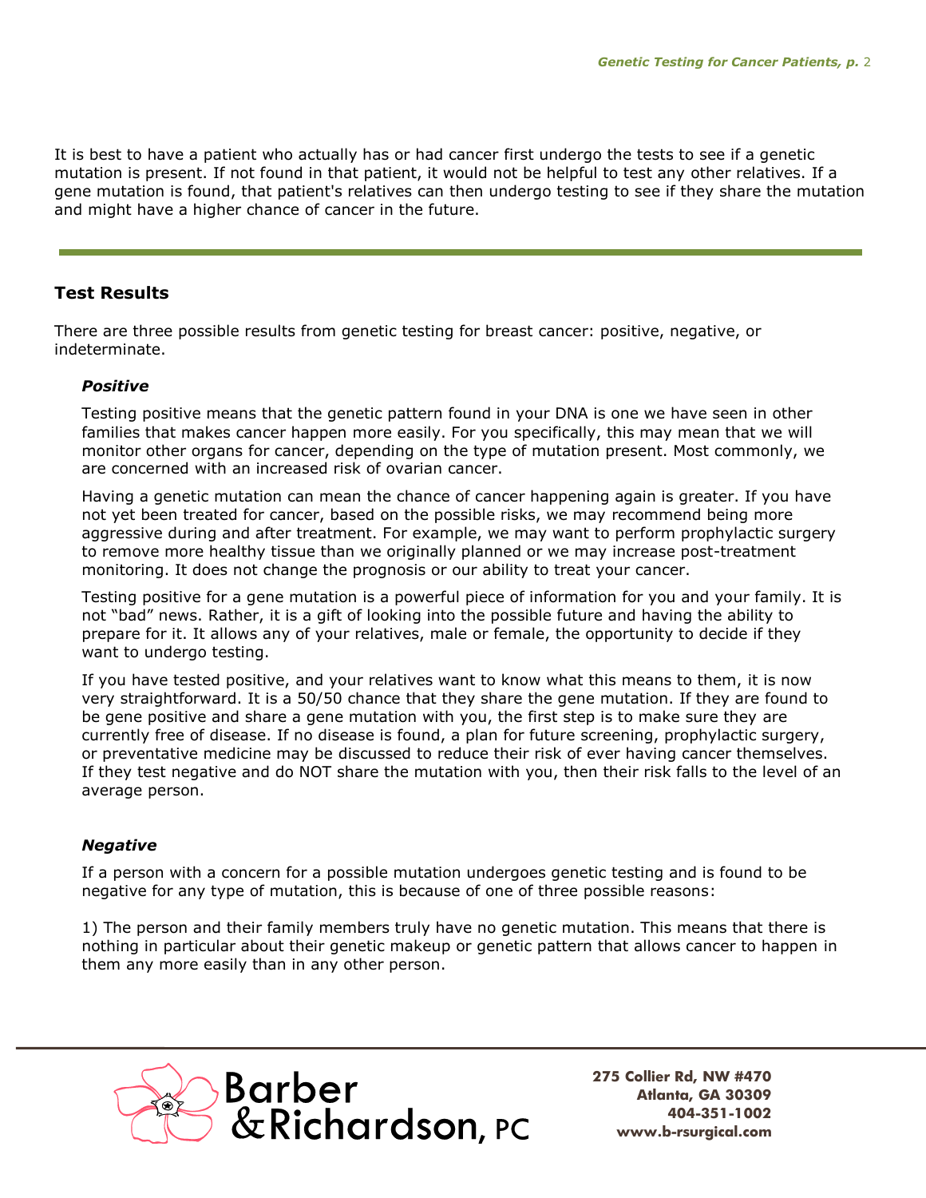It is best to have a patient who actually has or had cancer first undergo the tests to see if a genetic mutation is present. If not found in that patient, it would not be helpful to test any other relatives. If a gene mutation is found, that patient's relatives can then undergo testing to see if they share the mutation and might have a higher chance of cancer in the future.

---

## Test Results

There are three possible results from genetic testing for breast cancer: positive, negative, or indeterminate.

### *Positive*

Testing positive means that the genetic pattern found in your DNA is one we have seen in other families that makes cancer happen more easily. For you specifically, this may mean that we will monitor other organs for cancer, depending on the type of mutation present. Most commonly, we are concerned with an increased risk of ovarian cancer.

Having a genetic mutation can mean the chance of cancer happening again is greater. If you have not yet been treated for cancer, based on the possible risks, we may recommend being more aggressive during and after treatment. For example, we may want to perform prophylactic surgery to remove more healthy tissue than we originally planned or we may increase post-treatment monitoring. It does not change the prognosis or our ability to treat your cancer.

Testing positive for a gene mutation is a powerful piece of information for you and your family. It is not "bad" news. Rather, it is a gift of looking into the possible future and having the ability to prepare for it. It allows any of your relatives, male or female, the opportunity to decide if they want to undergo testing.

If you have tested positive, and your relatives want to know what this means to them, it is now very straightforward. It is a 50/50 chance that they share the gene mutation. If they are found to be gene positive and share a gene mutation with you, the first step is to make sure they are currently free of disease. If no disease is found, a plan for future screening, prophylactic surgery, or preventative medicine may be discussed to reduce their risk of ever having cancer themselves. If they test negative and do NOT share the mutation with you, then their risk falls to the level of an average person.

### *Negative*

If a person with a concern for a possible mutation undergoes genetic testing and is found to be negative for any type of mutation, this is because of one of three possible reasons:

1) The person and their family members truly have no genetic mutation. This means that there is nothing in particular about their genetic makeup or genetic pattern that allows cancer to happen in them any more easily than in any other person.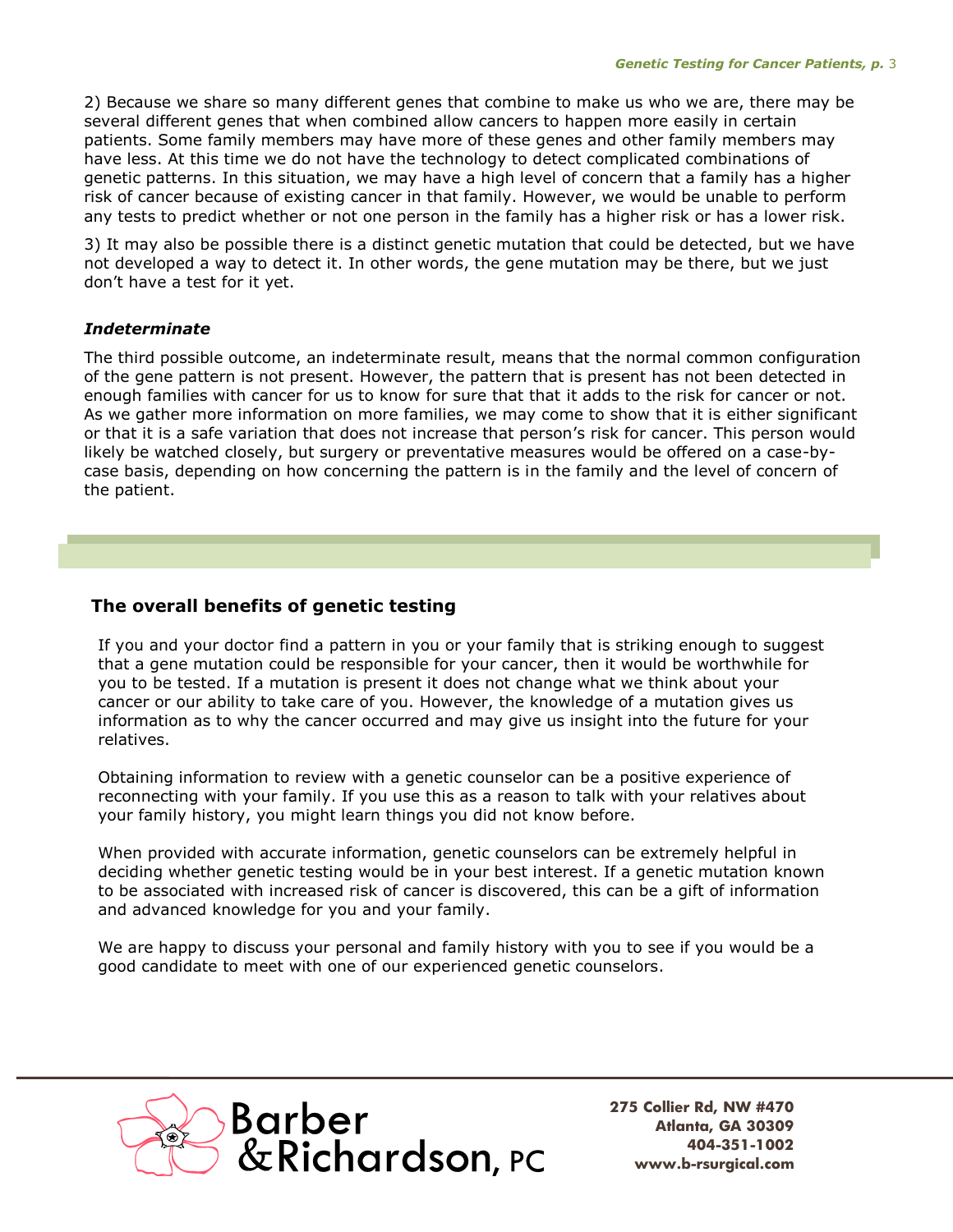2) Because we share so many different genes that combine to make us who we are, there may be several different genes that when combined allow cancers to happen more easily in certain patients. Some family members may have more of these genes and other family members may have less. At this time we do not have the technology to detect complicated combinations of genetic patterns. In this situation, we may have a high level of concern that a family has a higher risk of cancer because of existing cancer in that family. However, we would be unable to perform any tests to predict whether or not one person in the family has a higher risk or has a lower risk.

3) It may also be possible there is a distinct genetic mutation that could be detected, but we have not developed a way to detect it. In other words, the gene mutation may be there, but we just don't have a test for it yet.

### *Indeterminate*

The third possible outcome, an indeterminate result, means that the normal common configuration of the gene pattern is not present. However, the pattern that is present has not been detected in enough families with cancer for us to know for sure that that it adds to the risk for cancer or not. As we gather more information on more families, we may come to show that it is either significant or that it is a safe variation that does not increase that person's risk for cancer. This person would likely be watched closely, but surgery or preventative measures would be offered on a case-by-case basis, depending on how concerning the pattern is in the family and the level of concern of the patient.

## The overall benefits of genetic testing

If you and your doctor find a pattern in you or your family that is striking enough to suggest that a gene mutation could be responsible for your cancer, then it would be worthwhile for you to be tested. If a mutation is present it does not change what we think about your cancer or our ability to take care of you. However, the knowledge of a mutation gives us information as to why the cancer occurred and may give us insight into the future for your relatives.

Obtaining information to review with a genetic counselor can be a positive experience of reconnecting with your family. If you use this as a reason to talk with your relatives about your family history, you might learn things you did not know before.

When provided with accurate information, genetic counselors can be extremely helpful in deciding whether genetic testing would be in your best interest. If a genetic mutation known to be associated with increased risk of cancer is discovered, this can be a gift of information and advanced knowledge for you and your family.

We are happy to discuss your personal and family history with you to see if you would be a good candidate to meet with one of our experienced genetic counselors.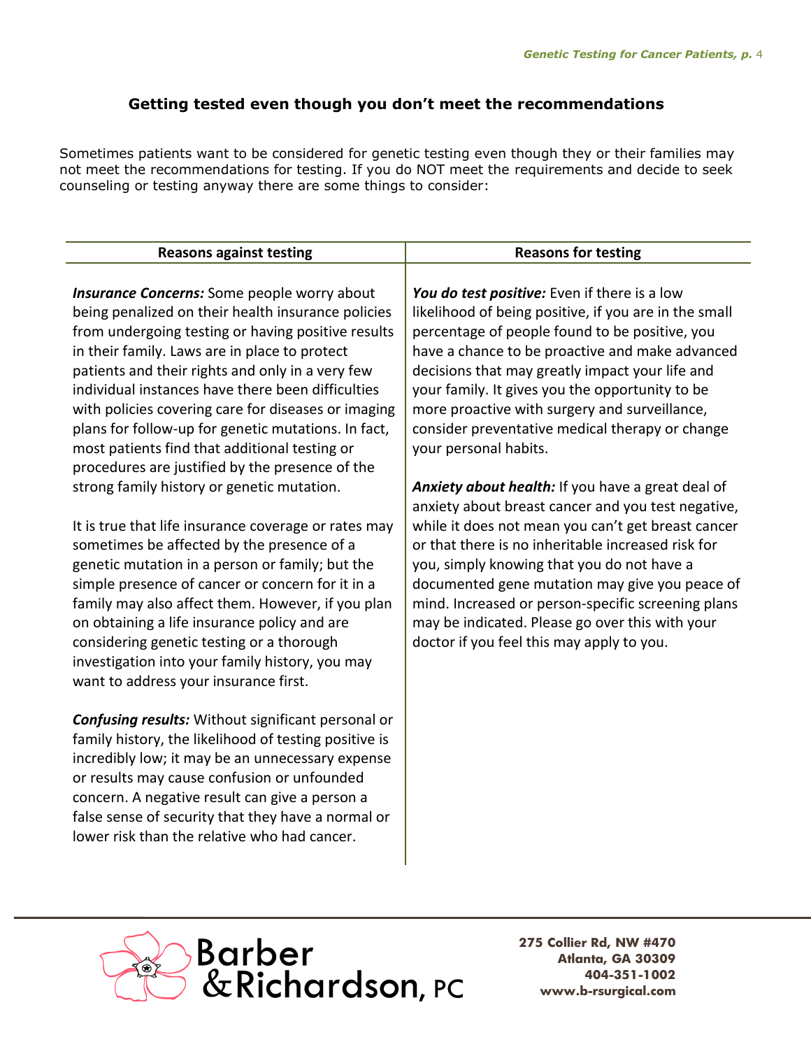## Getting tested even though you don't meet the recommendations

Sometimes patients want to be considered for genetic testing even though they or their families may not meet the recommendations for testing. If you do NOT meet the requirements and decide to seek counseling or testing anyway there are some things to consider:

| Reasons against testing | Reasons for testing |
| --- | --- |
| ***Insurance Concerns:*** Some people worry about being penalized on their health insurance policies from undergoing testing or having positive results in their family. Laws are in place to protect patients and their rights and only in a very few individual instances have there been difficulties with policies covering care for diseases or imaging plans for follow-up for genetic mutations. In fact, most patients find that additional testing or procedures are justified by the presence of the strong family history or genetic mutation.<br><br>It is true that life insurance coverage or rates may sometimes be affected by the presence of a genetic mutation in a person or family; but the simple presence of cancer or concern for it in a family may also affect them. However, if you plan on obtaining a life insurance policy and are considering genetic testing or a thorough investigation into your family history, you may want to address your insurance first.<br><br>***Confusing results:*** Without significant personal or family history, the likelihood of testing positive is incredibly low; it may be an unnecessary expense or results may cause confusion or unfounded concern. A negative result can give a person a false sense of security that they have a normal or lower risk than the relative who had cancer. | ***You do test positive:*** Even if there is a low likelihood of being positive, if you are in the small percentage of people found to be positive, you have a chance to be proactive and make advanced decisions that may greatly impact your life and your family. It gives you the opportunity to be more proactive with surgery and surveillance, consider preventative medical therapy or change your personal habits.<br><br>***Anxiety about health:*** If you have a great deal of anxiety about breast cancer and you test negative, while it does not mean you can't get breast cancer or that there is no inheritable increased risk for you, simply knowing that you do not have a documented gene mutation may give you peace of mind. Increased or person-specific screening plans may be indicated. Please go over this with your doctor if you feel this may apply to you. |

Barber & Richardson, PC

275 Collier Rd, NW #470
Atlanta, GA 30309
404-351-1002
www.b-rsurgical.com